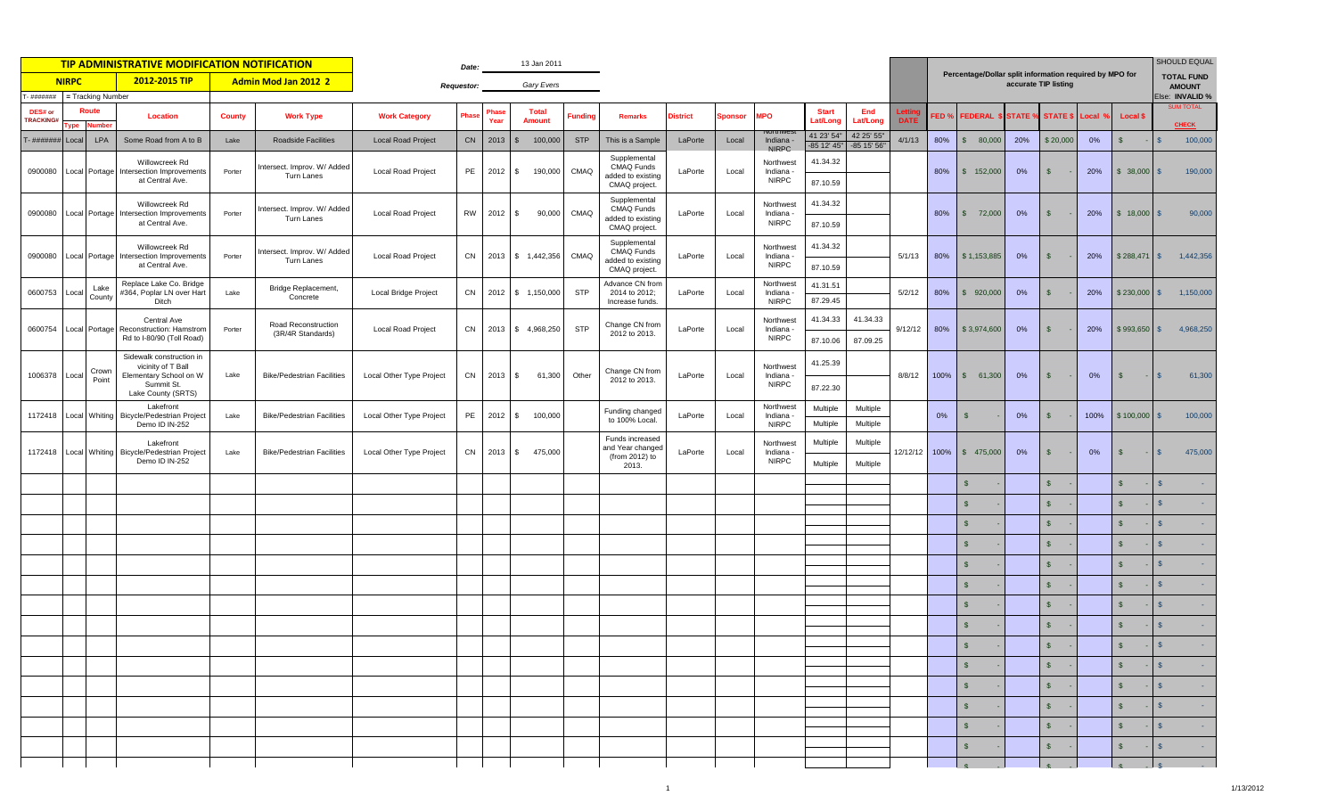# TIP ADMINISTRATIVE MODIFICATION NOTIFICATION

**NIRPC** | **2012-2015 TIP** | **Admin Mod Jan 2012 2**

Date: 13 Jan 2011

Requestor: Gary Evers

T-####### = Tracking Number

Percentage/Dollar split information required by MPO for accurate TIP listing

SHOULD EQUAL TOTAL FUND AMOUNT Else: INVALID %

| DES# or TRACKING# | Route Type | Route Number | Location | County | Work Type | Work Category | Phase | Phase Year | Total Amount | Funding | Remarks | District | Sponsor | MPO | Start Lat/Long | End Lat/Long | Letting DATE | FED % | FEDERAL $ | STATE % | STATE $ | Local % | Local $ | SUM TOTAL CHECK |
|---|---|---|---|---|---|---|---|---|---|---|---|---|---|---|---|---|---|---|---|---|---|---|---|---|
| T-####### | Local | LPA | Some Road from A to B | Lake | Roadside Facilities | Local Road Project | CN | 2013 | $ 100,000 | STP | This is a Sample | LaPorte | Local | Northwest Indiana - NIRPC | 41 23' 54" / -85 12' 45" | 42 25' 55" / -85 15' 56" | 4/1/13 | 80% | $ 80,000 | 20% | $ 20,000 | 0% | $ - | $ 100,000 |
| 0900080 | Local | Portage | Willowcreek Rd Intersection Improvements at Central Ave. | Porter | Intersect. Improv. W/ Added Turn Lanes | Local Road Project | PE | 2012 | $ 190,000 | CMAQ | Supplemental CMAQ Funds added to existing CMAQ project. | LaPorte | Local | Northwest Indiana - NIRPC | 41.34.32 / 87.10.59 | | | 80% | $ 152,000 | 0% | $ - | 20% | $ 38,000 | $ 190,000 |
| 0900080 | Local | Portage | Willowcreek Rd Intersection Improvements at Central Ave. | Porter | Intersect. Improv. W/ Added Turn Lanes | Local Road Project | RW | 2012 | $ 90,000 | CMAQ | Supplemental CMAQ Funds added to existing CMAQ project. | LaPorte | Local | Northwest Indiana - NIRPC | 41.34.32 / 87.10.59 | | | 80% | $ 72,000 | 0% | $ - | 20% | $ 18,000 | $ 90,000 |
| 0900080 | Local | Portage | Willowcreek Rd Intersection Improvements at Central Ave. | Porter | Intersect. Improv. W/ Added Turn Lanes | Local Road Project | CN | 2013 | $ 1,442,356 | CMAQ | Supplemental CMAQ Funds added to existing CMAQ project. | LaPorte | Local | Northwest Indiana - NIRPC | 41.34.32 / 87.10.59 | | 5/1/13 | 80% | $ 1,153,885 | 0% | $ - | 20% | $ 288,471 | $ 1,442,356 |
| 0600753 | Local | Lake County | Replace Lake Co. Bridge #364, Poplar LN over Hart Ditch | Lake | Bridge Replacement, Concrete | Local Bridge Project | CN | 2012 | $ 1,150,000 | STP | Advance CN from 2014 to 2012; Increase funds. | LaPorte | Local | Northwest Indiana - NIRPC | 41.31.51 / 87.29.45 | | 5/2/12 | 80% | $ 920,000 | 0% | $ - | 20% | $ 230,000 | $ 1,150,000 |
| 0600754 | Local | Portage | Central Ave Reconstruction: Hamstrom Rd to I-80/90 (Toll Road) | Porter | Road Reconstruction (3R/4R Standards) | Local Road Project | CN | 2013 | $ 4,968,250 | STP | Change CN from 2012 to 2013. | LaPorte | Local | Northwest Indiana - NIRPC | 41.34.33 / 87.10.06 | 41.34.33 / 87.09.25 | 9/12/12 | 80% | $ 3,974,600 | 0% | $ - | 20% | $ 993,650 | $ 4,968,250 |
| 1006378 | Local | Crown Point | Sidewalk construction in vicinity of T Ball Elementary School on W Summit St. Lake County (SRTS) | Lake | Bike/Pedestrian Facilities | Local Other Type Project | CN | 2013 | $ 61,300 | Other | Change CN from 2012 to 2013. | LaPorte | Local | Northwest Indiana - NIRPC | 41.25.39 / 87.22.30 | | 8/8/12 | 100% | $ 61,300 | 0% | $ - | 0% | $ - | $ 61,300 |
| 1172418 | Local | Whiting | Lakefront Bicycle/Pedestrian Project Demo ID IN-252 | Lake | Bike/Pedestrian Facilities | Local Other Type Project | PE | 2012 | $ 100,000 | | Funding changed to 100% Local. | LaPorte | Local | Northwest Indiana - NIRPC | Multiple / Multiple | Multiple / Multiple | | 0% | $ - | 0% | $ - | 100% | $ 100,000 | $ 100,000 |
| 1172418 | Local | Whiting | Lakefront Bicycle/Pedestrian Project Demo ID IN-252 | Lake | Bike/Pedestrian Facilities | Local Other Type Project | CN | 2013 | $ 475,000 | | Funds increased and Year changed (from 2012) to 2013. | LaPorte | Local | Northwest Indiana - NIRPC | Multiple / Multiple | Multiple / Multiple | 12/12/12 | 100% | $ 475,000 | 0% | $ - | 0% | $ - | $ 475,000 |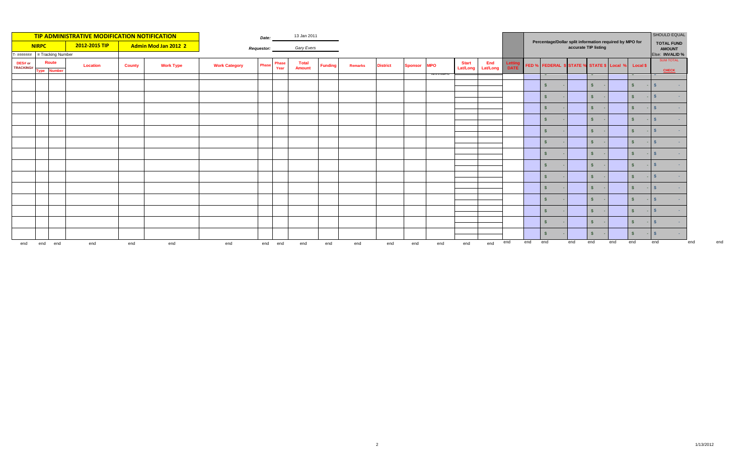**TIP ADMINISTRATIVE MODIFICATION NOTIFICATION**

| NIRPC | 2012-2015 TIP | Admin Mod Jan 2012 2 |
|---|---|---|

Date: 13 Jan 2011

Requestor: Gary Evers

T- ####### = Tracking Number

Percentage/Dollar split information required by MPO for accurate TIP listing

SHOULD EQUAL TOTAL FUND AMOUNT Else: INVALID %

| DES# or TRACKING# | Route Type | Route Number | Location | County | Work Type | Work Category | Phase | Phase Year | Total Amount | Funding | Remarks | District | Sponsor | MPO | Start Lat/Long | End Lat/Long | Letting DATE | FED % | FEDERAL $ | STATE % | STATE $ | Local % | Local $ | SUM TOTAL CHECK |
|---|---|---|---|---|---|---|---|---|---|---|---|---|---|---|---|---|---|---|---|---|---|---|---|---|
| | | | | | | | | | | | | | | | | | | | $ - | | $ - | | $ - | $ - |
| | | | | | | | | | | | | | | | | | | | $ - | | $ - | | $ - | $ - |
| | | | | | | | | | | | | | | | | | | | $ - | | $ - | | $ - | $ - |
| | | | | | | | | | | | | | | | | | | | $ - | | $ - | | $ - | $ - |
| | | | | | | | | | | | | | | | | | | | $ - | | $ - | | $ - | $ - |
| | | | | | | | | | | | | | | | | | | | $ - | | $ - | | $ - | $ - |
| | | | | | | | | | | | | | | | | | | | $ - | | $ - | | $ - | $ - |
| | | | | | | | | | | | | | | | | | | | $ - | | $ - | | $ - | $ - |
| | | | | | | | | | | | | | | | | | | | $ - | | $ - | | $ - | $ - |
| | | | | | | | | | | | | | | | | | | | $ - | | $ - | | $ - | $ - |
| | | | | | | | | | | | | | | | | | | | $ - | | $ - | | $ - | $ - |
| | | | | | | | | | | | | | | | | | | | $ - | | $ - | | $ - | $ - |
| | | | | | | | | | | | | | | | | | | | $ - | | $ - | | $ - | $ - |
| | | | | | | | | | | | | | | | | | | | $ - | | $ - | | $ - | $ - |
| end | end | end | end | end | end | end | end | end | end | end | end | end | end | end | end | end | end | end | end | end | end | end | end | end |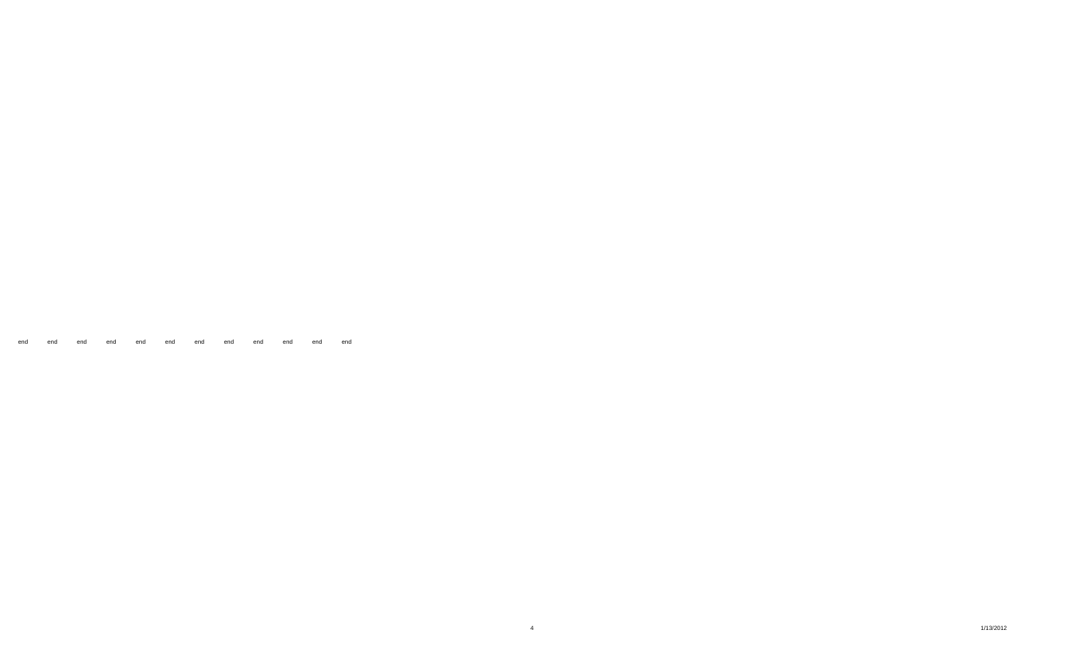| | | | | | | | | | | | |
|---|---|---|---|---|---|---|---|---|---|---|---|
| end | end | end | end | end | end | end | end | end | end | end | end |